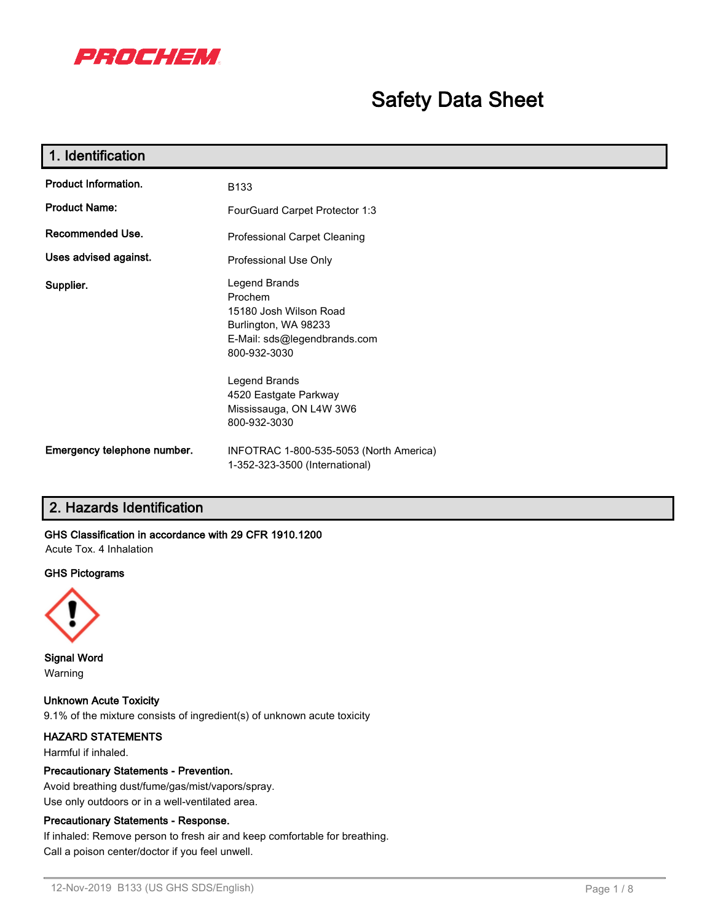PROCHEM

# Safety Data Sheet

## 1. Identification

| | |
|---|---|
| **Product Information.** | B133 |
| **Product Name:** | FourGuard Carpet Protector 1:3 |
| **Recommended Use.** | Professional Carpet Cleaning |
| **Uses advised against.** | Professional Use Only |
| **Supplier.** | Legend Brands<br>Prochem<br>15180 Josh Wilson Road<br>Burlington, WA 98233<br>E-Mail: sds@legendbrands.com<br>800-932-3030<br><br>Legend Brands<br>4520 Eastgate Parkway<br>Mississauga, ON L4W 3W6<br>800-932-3030 |
| **Emergency telephone number.** | INFOTRAC 1-800-535-5053 (North America)<br>1-352-323-3500 (International) |

## 2. Hazards Identification

**GHS Classification in accordance with 29 CFR 1910.1200**

Acute Tox. 4 Inhalation

**GHS Pictograms**

**Signal Word**

Warning

**Unknown Acute Toxicity**

9.1% of the mixture consists of ingredient(s) of unknown acute toxicity

**HAZARD STATEMENTS**

Harmful if inhaled.

**Precautionary Statements - Prevention.**

Avoid breathing dust/fume/gas/mist/vapors/spray.

Use only outdoors or in a well-ventilated area.

**Precautionary Statements - Response.**

If inhaled: Remove person to fresh air and keep comfortable for breathing.

Call a poison center/doctor if you feel unwell.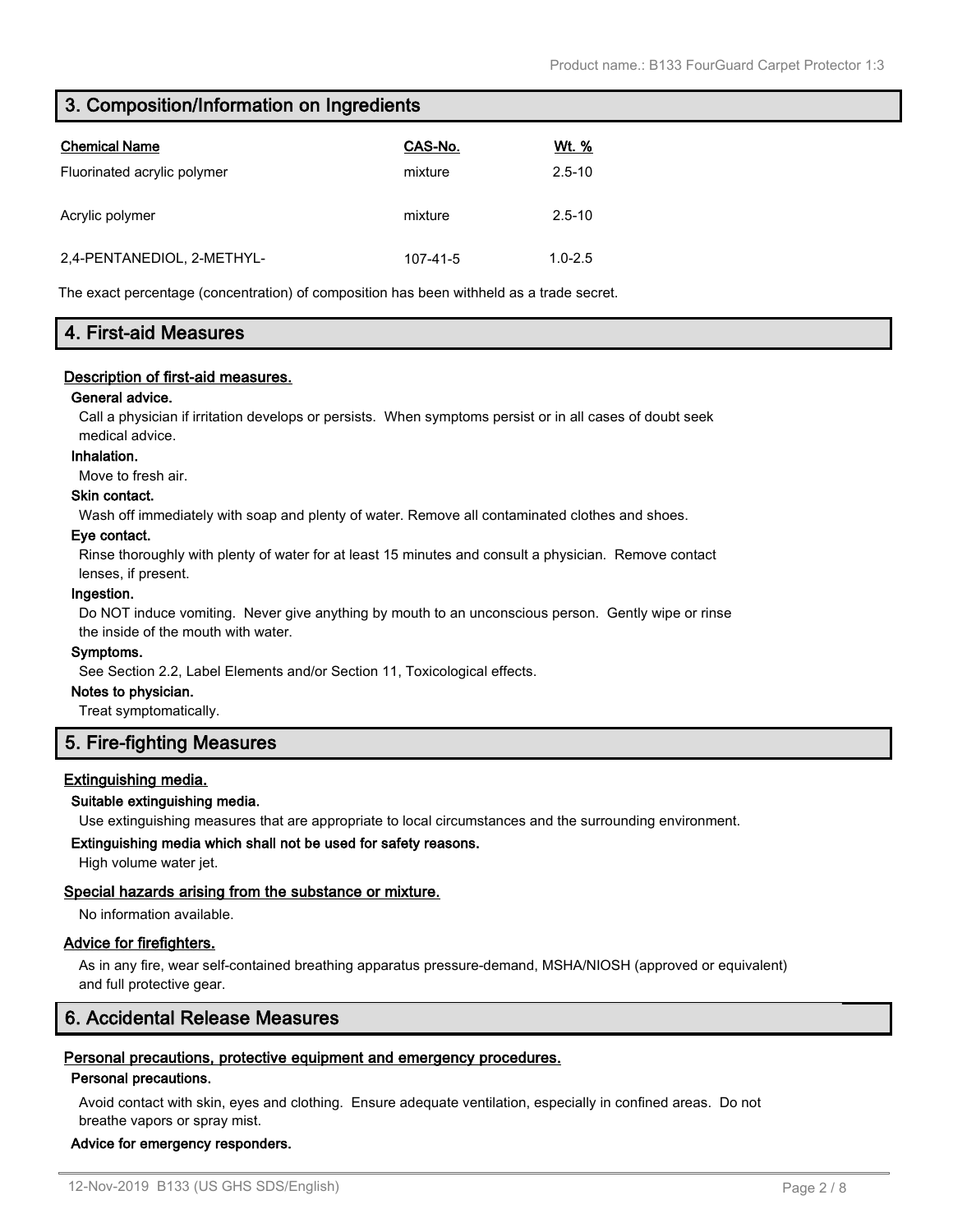## 3. Composition/Information on Ingredients

| Chemical Name | CAS-No. | Wt. % |
|---|---|---|
| Fluorinated acrylic polymer | mixture | 2.5-10 |
| Acrylic polymer | mixture | 2.5-10 |
| 2,4-PENTANEDIOL, 2-METHYL- | 107-41-5 | 1.0-2.5 |

The exact percentage (concentration) of composition has been withheld as a trade secret.

## 4. First-aid Measures

### Description of first-aid measures.

**General advice.**

Call a physician if irritation develops or persists. When symptoms persist or in all cases of doubt seek medical advice.

**Inhalation.**

Move to fresh air.

**Skin contact.**

Wash off immediately with soap and plenty of water. Remove all contaminated clothes and shoes.

**Eye contact.**

Rinse thoroughly with plenty of water for at least 15 minutes and consult a physician. Remove contact lenses, if present.

**Ingestion.**

Do NOT induce vomiting. Never give anything by mouth to an unconscious person. Gently wipe or rinse the inside of the mouth with water.

**Symptoms.**

See Section 2.2, Label Elements and/or Section 11, Toxicological effects.

**Notes to physician.**

Treat symptomatically.

## 5. Fire-fighting Measures

### Extinguishing media.

**Suitable extinguishing media.**

Use extinguishing measures that are appropriate to local circumstances and the surrounding environment.

**Extinguishing media which shall not be used for safety reasons.**

High volume water jet.

### Special hazards arising from the substance or mixture.

No information available.

### Advice for firefighters.

As in any fire, wear self-contained breathing apparatus pressure-demand, MSHA/NIOSH (approved or equivalent) and full protective gear.

## 6. Accidental Release Measures

### Personal precautions, protective equipment and emergency procedures.

**Personal precautions.**

Avoid contact with skin, eyes and clothing. Ensure adequate ventilation, especially in confined areas. Do not breathe vapors or spray mist.

**Advice for emergency responders.**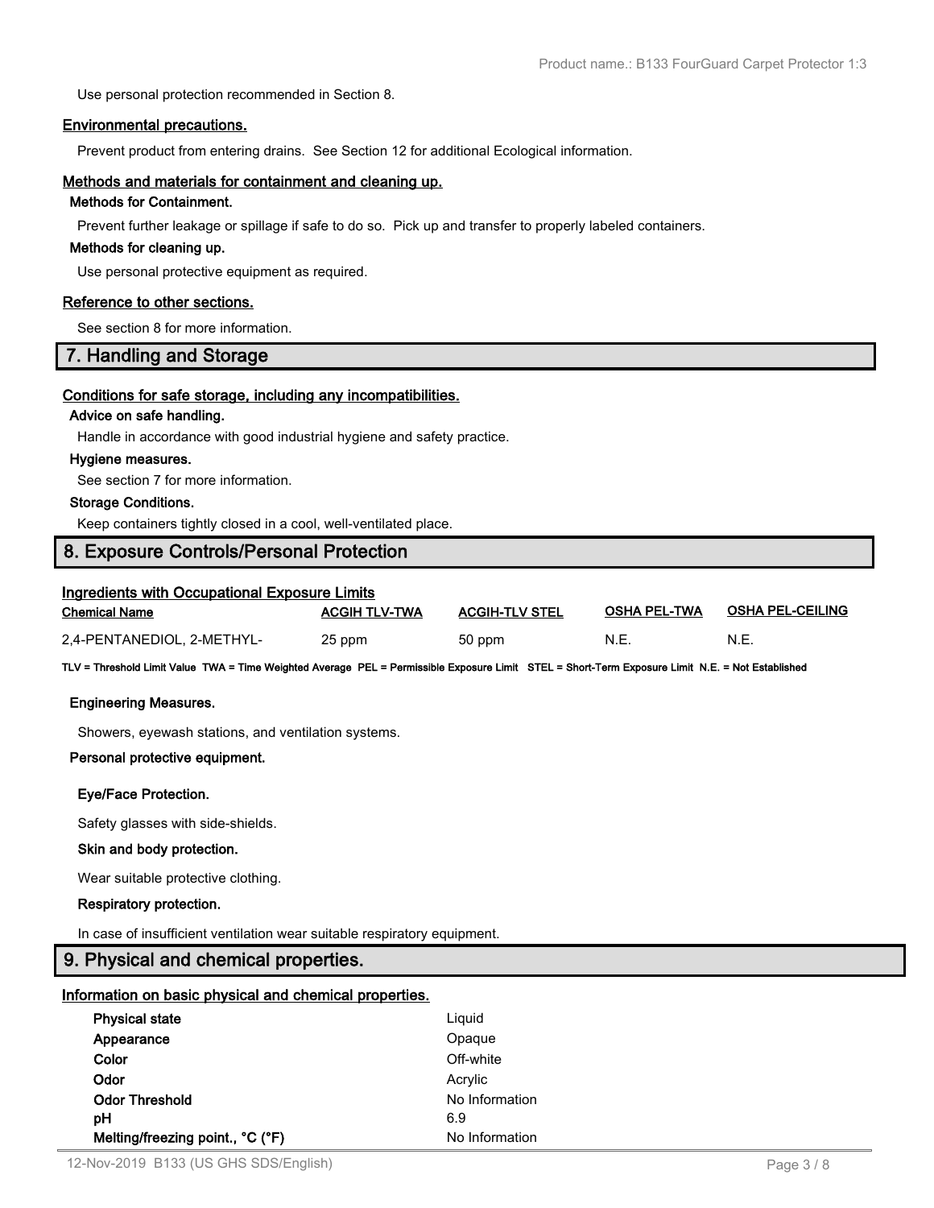Use personal protection recommended in Section 8.

### Environmental precautions.

Prevent product from entering drains. See Section 12 for additional Ecological information.

### Methods and materials for containment and cleaning up.

**Methods for Containment.**

Prevent further leakage or spillage if safe to do so. Pick up and transfer to properly labeled containers.

**Methods for cleaning up.**

Use personal protective equipment as required.

### Reference to other sections.

See section 8 for more information.

## 7. Handling and Storage

### Conditions for safe storage, including any incompatibilities.

**Advice on safe handling.**

Handle in accordance with good industrial hygiene and safety practice.

**Hygiene measures.**

See section 7 for more information.

**Storage Conditions.**

Keep containers tightly closed in a cool, well-ventilated place.

## 8. Exposure Controls/Personal Protection

### Ingredients with Occupational Exposure Limits

| Chemical Name | ACGIH TLV-TWA | ACGIH-TLV STEL | OSHA PEL-TWA | OSHA PEL-CEILING |
|---|---|---|---|---|
| 2,4-PENTANEDIOL, 2-METHYL- | 25 ppm | 50 ppm | N.E. | N.E. |

**TLV = Threshold Limit Value TWA = Time Weighted Average PEL = Permissible Exposure Limit STEL = Short-Term Exposure Limit N.E. = Not Established**

**Engineering Measures.**

Showers, eyewash stations, and ventilation systems.

**Personal protective equipment.**

**Eye/Face Protection.**

Safety glasses with side-shields.

**Skin and body protection.**

Wear suitable protective clothing.

**Respiratory protection.**

In case of insufficient ventilation wear suitable respiratory equipment.

## 9. Physical and chemical properties.

### Information on basic physical and chemical properties.

| | |
|---|---|
| **Physical state** | Liquid |
| **Appearance** | Opaque |
| **Color** | Off-white |
| **Odor** | Acrylic |
| **Odor Threshold** | No Information |
| **pH** | 6.9 |
| **Melting/freezing point., °C (°F)** | No Information |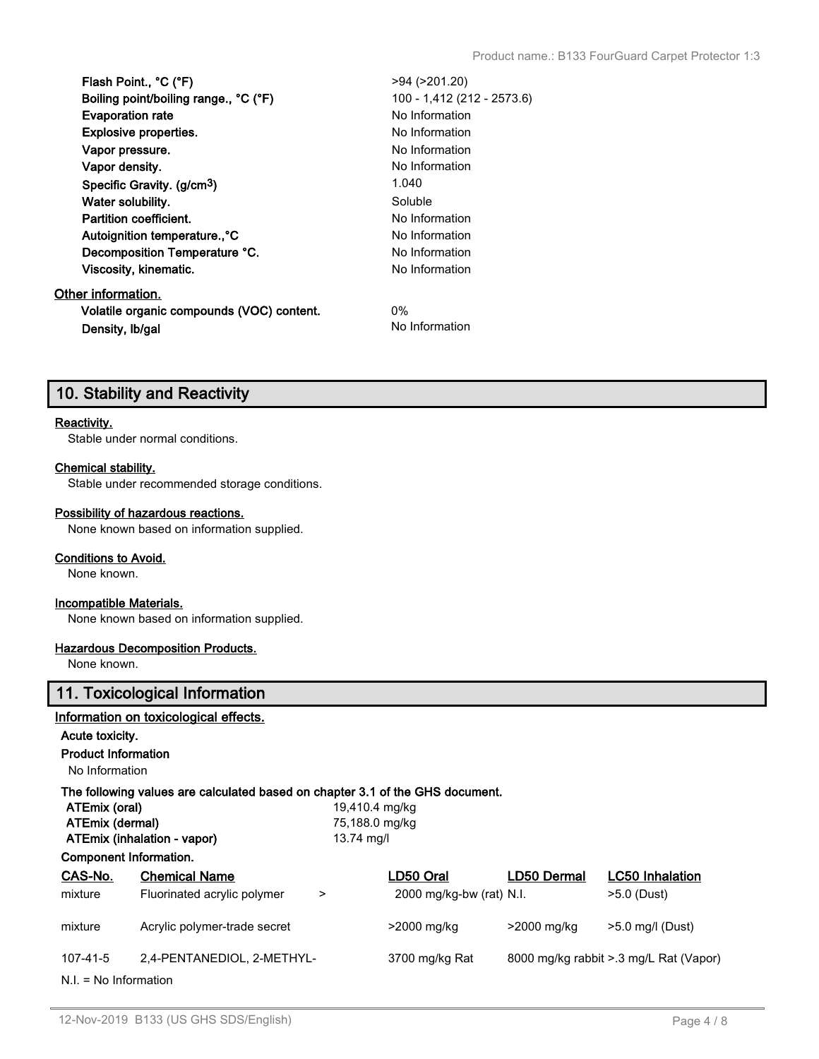| | |
|---|---|
| **Flash Point., °C (°F)** | >94 (>201.20) |
| **Boiling point/boiling range., °C (°F)** | 100 - 1,412 (212 - 2573.6) |
| **Evaporation rate** | No Information |
| **Explosive properties.** | No Information |
| **Vapor pressure.** | No Information |
| **Vapor density.** | No Information |
| **Specific Gravity. (g/cm$^3$)** | 1.040 |
| **Water solubility.** | Soluble |
| **Partition coefficient.** | No Information |
| **Autoignition temperature.,°C** | No Information |
| **Decomposition Temperature °C.** | No Information |
| **Viscosity, kinematic.** | No Information |

**Other information.**

| | |
|---|---|
| **Volatile organic compounds (VOC) content.** | 0% |
| **Density, lb/gal** | No Information |

## 10. Stability and Reactivity

**Reactivity.**

Stable under normal conditions.

**Chemical stability.**

Stable under recommended storage conditions.

**Possibility of hazardous reactions.**

None known based on information supplied.

**Conditions to Avoid.**

None known.

**Incompatible Materials.**

None known based on information supplied.

**Hazardous Decomposition Products.**

None known.

## 11. Toxicological Information

**Information on toxicological effects.**

**Acute toxicity.**

**Product Information**

No Information

**The following values are calculated based on chapter 3.1 of the GHS document.**

| | |
|---|---|
| **ATEmix (oral)** | 19,410.4 mg/kg |
| **ATEmix (dermal)** | 75,188.0 mg/kg |
| **ATEmix (inhalation - vapor)** | 13.74 mg/l |

**Component Information.**

| CAS-No. | Chemical Name | LD50 Oral | LD50 Dermal | LC50 Inhalation |
|---|---|---|---|---|
| mixture | Fluorinated acrylic polymer | > 2000 mg/kg-bw (rat) | N.I. | >5.0 (Dust) |
| mixture | Acrylic polymer-trade secret | >2000 mg/kg | >2000 mg/kg | >5.0 mg/l (Dust) |
| 107-41-5 | 2,4-PENTANEDIOL, 2-METHYL- | 3700 mg/kg Rat | 8000 mg/kg rabbit | >.3 mg/L Rat (Vapor) |

N.I. = No Information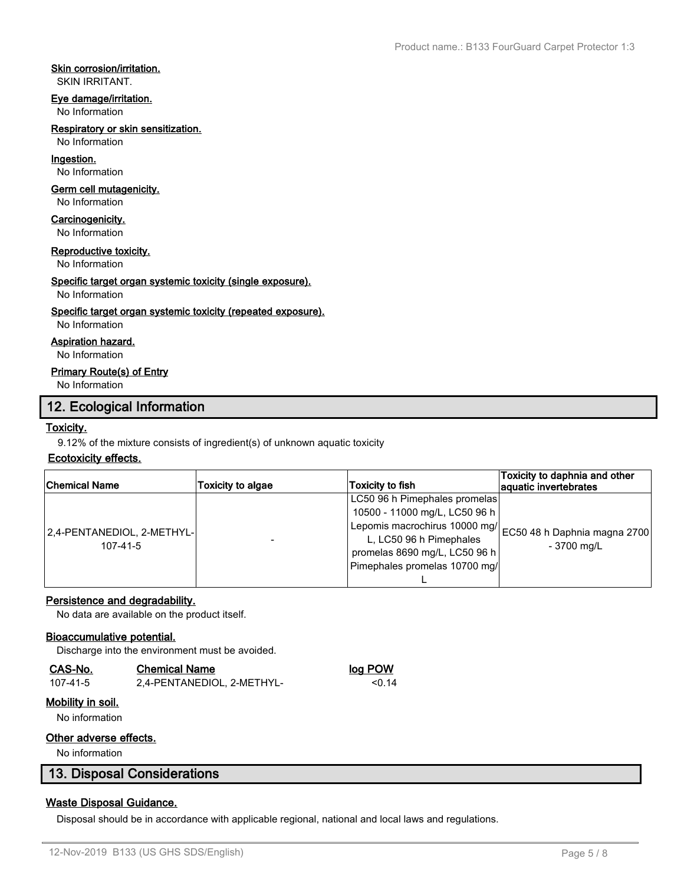**Skin corrosion/irritation.**

SKIN IRRITANT.

**Eye damage/irritation.**

No Information

**Respiratory or skin sensitization.**

No Information

**Ingestion.**

No Information

**Germ cell mutagenicity.**

No Information

**Carcinogenicity.**

No Information

**Reproductive toxicity.**

No Information

**Specific target organ systemic toxicity (single exposure).**

No Information

**Specific target organ systemic toxicity (repeated exposure).**

No Information

**Aspiration hazard.**

No Information

**Primary Route(s) of Entry**

No Information

## 12. Ecological Information

**Toxicity.**

9.12% of the mixture consists of ingredient(s) of unknown aquatic toxicity

**Ecotoxicity effects.**

| Chemical Name | Toxicity to algae | Toxicity to fish | Toxicity to daphnia and other aquatic invertebrates |
|---|---|---|---|
| 2,4-PENTANEDIOL, 2-METHYL- 107-41-5 | - | LC50 96 h Pimephales promelas 10500 - 11000 mg/L, LC50 96 h Lepomis macrochirus 10000 mg/L, LC50 96 h Pimephales promelas 8690 mg/L, LC50 96 h Pimephales promelas 10700 mg/L | EC50 48 h Daphnia magna 2700 - 3700 mg/L |

**Persistence and degradability.**

No data are available on the product itself.

**Bioaccumulative potential.**

Discharge into the environment must be avoided.

| CAS-No. | Chemical Name | log POW |
|---|---|---|
| 107-41-5 | 2,4-PENTANEDIOL, 2-METHYL- | <0.14 |

**Mobility in soil.**

No information

**Other adverse effects.**

No information

## 13. Disposal Considerations

**Waste Disposal Guidance.**

Disposal should be in accordance with applicable regional, national and local laws and regulations.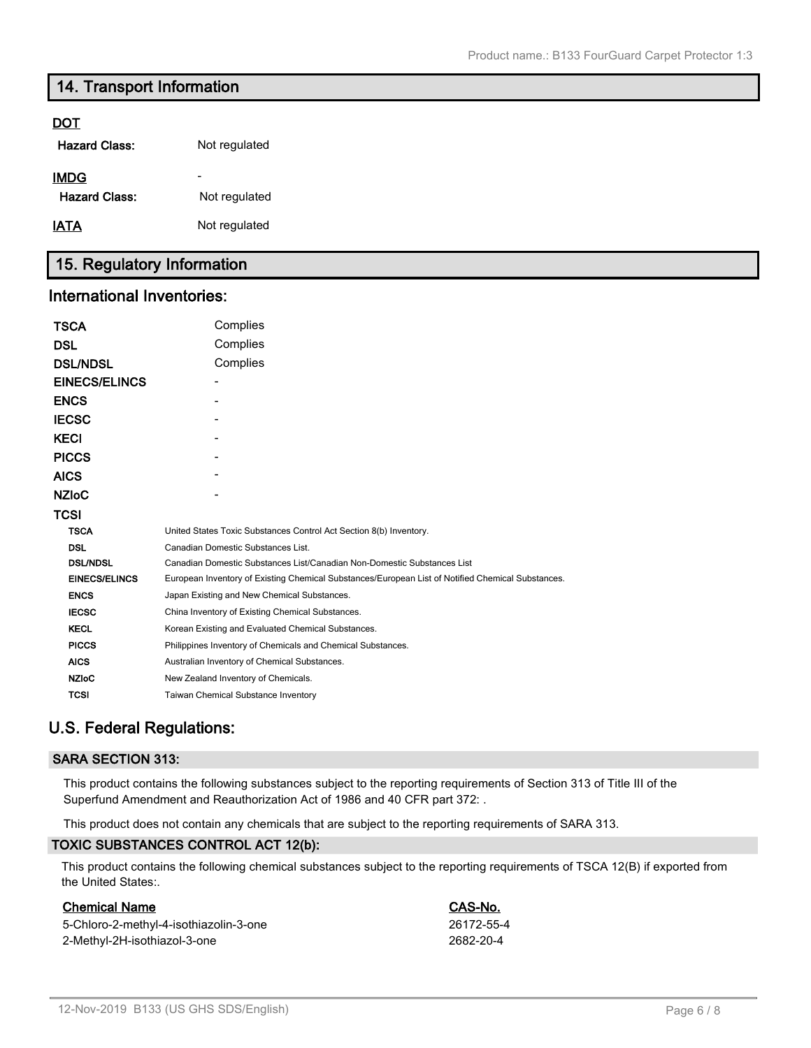## 14. Transport Information

**DOT**

| | |
|---|---|
| **Hazard Class:** | Not regulated |

**IMDG** -

| | |
|---|---|
| **Hazard Class:** | Not regulated |

**IATA** Not regulated

## 15. Regulatory Information

### International Inventories:

| | |
|---|---|
| **TSCA** | Complies |
| **DSL** | Complies |
| **DSL/NDSL** | Complies |
| **EINECS/ELINCS** | - |
| **ENCS** | - |
| **IECSC** | - |
| **KECI** | - |
| **PICCS** | - |
| **AICS** | - |
| **NZIoC** | - |
| **TCSI** | |

| | |
|---|---|
| **TSCA** | United States Toxic Substances Control Act Section 8(b) Inventory. |
| **DSL** | Canadian Domestic Substances List. |
| **DSL/NDSL** | Canadian Domestic Substances List/Canadian Non-Domestic Substances List |
| **EINECS/ELINCS** | European Inventory of Existing Chemical Substances/European List of Notified Chemical Substances. |
| **ENCS** | Japan Existing and New Chemical Substances. |
| **IECSC** | China Inventory of Existing Chemical Substances. |
| **KECL** | Korean Existing and Evaluated Chemical Substances. |
| **PICCS** | Philippines Inventory of Chemicals and Chemical Substances. |
| **AICS** | Australian Inventory of Chemical Substances. |
| **NZIoC** | New Zealand Inventory of Chemicals. |
| **TCSI** | Taiwan Chemical Substance Inventory |

### U.S. Federal Regulations:

#### SARA SECTION 313:

This product contains the following substances subject to the reporting requirements of Section 313 of Title III of the Superfund Amendment and Reauthorization Act of 1986 and 40 CFR part 372: .

This product does not contain any chemicals that are subject to the reporting requirements of SARA 313.

#### TOXIC SUBSTANCES CONTROL ACT 12(b):

This product contains the following chemical substances subject to the reporting requirements of TSCA 12(B) if exported from the United States:.

| Chemical Name | CAS-No. |
|---|---|
| 5-Chloro-2-methyl-4-isothiazolin-3-one | 26172-55-4 |
| 2-Methyl-2H-isothiazol-3-one | 2682-20-4 |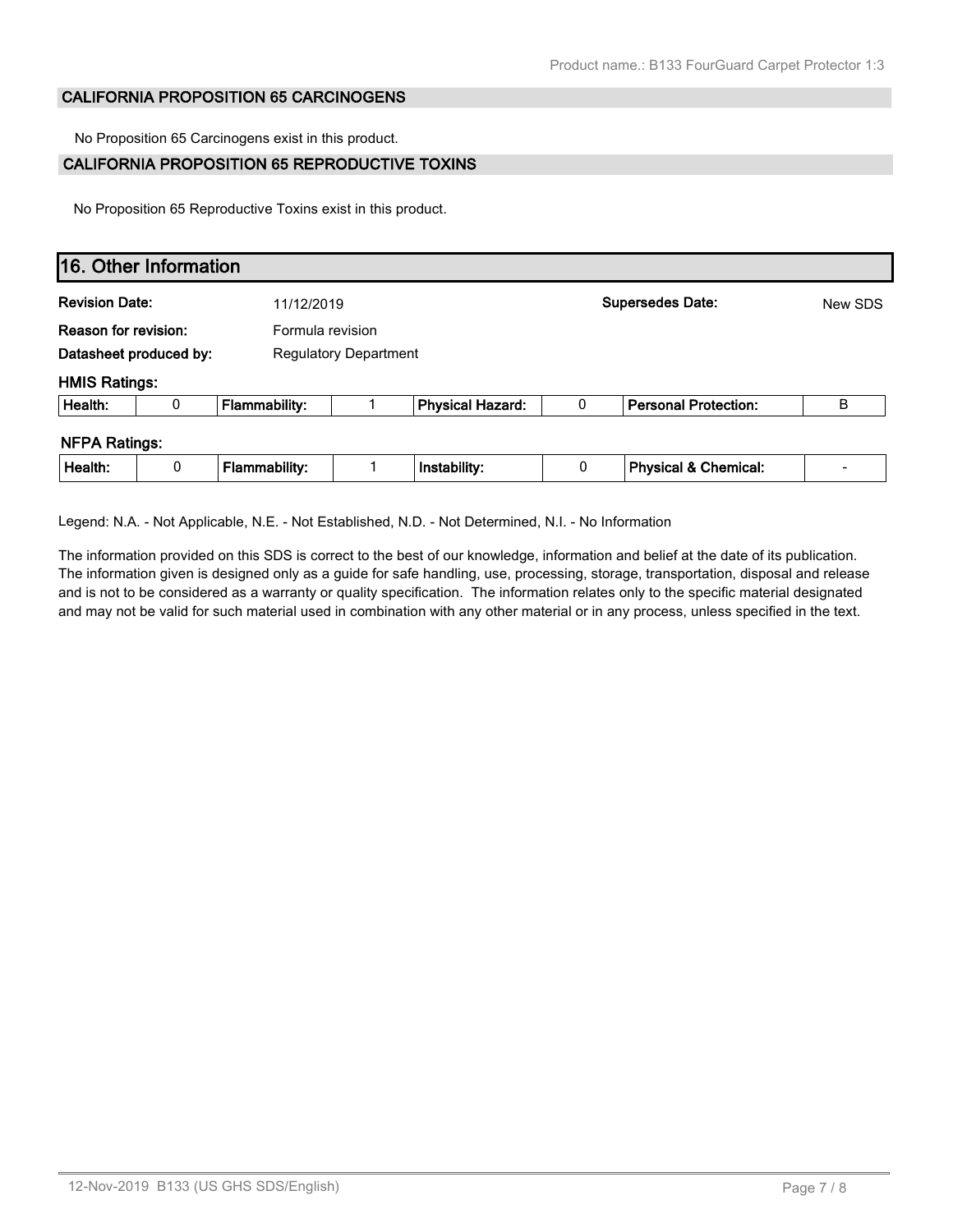### CALIFORNIA PROPOSITION 65 CARCINOGENS

No Proposition 65 Carcinogens exist in this product.

### CALIFORNIA PROPOSITION 65 REPRODUCTIVE TOXINS

No Proposition 65 Reproductive Toxins exist in this product.

## 16. Other Information

**Revision Date:** 11/12/2019 **Supersedes Date:** New SDS

**Reason for revision:** Formula revision

**Datasheet produced by:** Regulatory Department

**HMIS Ratings:**

| | | | | | | | |
|---|---|---|---|---|---|---|---|
| **Health:** | 0 | **Flammability:** | 1 | **Physical Hazard:** | 0 | **Personal Protection:** | B |

**NFPA Ratings:**

| | | | | | | | |
|---|---|---|---|---|---|---|---|
| **Health:** | 0 | **Flammability:** | 1 | **Instability:** | 0 | **Physical & Chemical:** | - |

Legend: N.A. - Not Applicable, N.E. - Not Established, N.D. - Not Determined, N.I. - No Information

The information provided on this SDS is correct to the best of our knowledge, information and belief at the date of its publication. The information given is designed only as a guide for safe handling, use, processing, storage, transportation, disposal and release and is not to be considered as a warranty or quality specification. The information relates only to the specific material designated and may not be valid for such material used in combination with any other material or in any process, unless specified in the text.